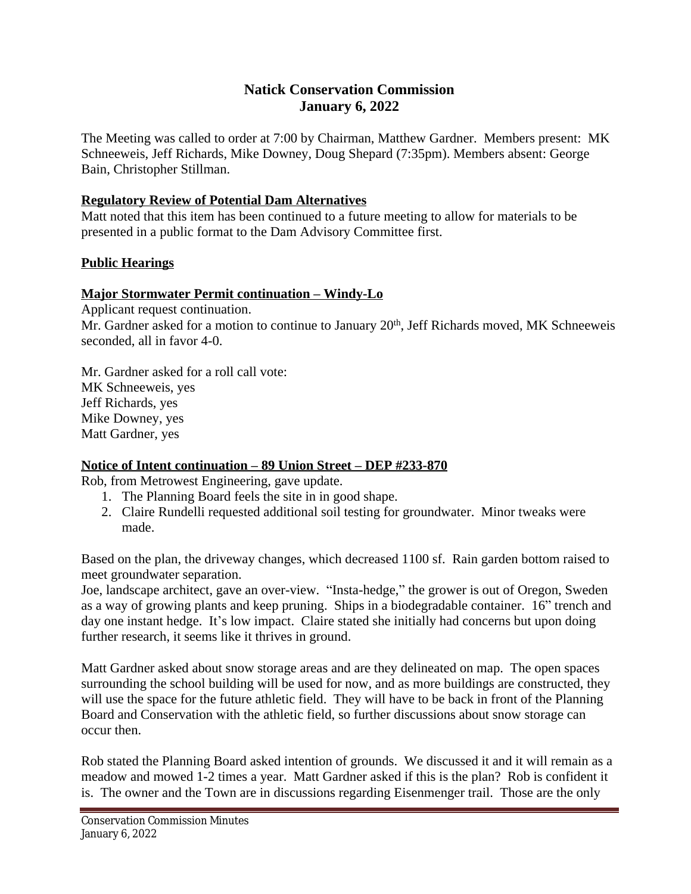# Natick Conservation Commission
## January 6, 2022

The Meeting was called to order at 7:00 by Chairman, Matthew Gardner. Members present: MK Schneeweis, Jeff Richards, Mike Downey, Doug Shepard (7:35pm). Members absent: George Bain, Christopher Stillman.

**Regulatory Review of Potential Dam Alternatives**

Matt noted that this item has been continued to a future meeting to allow for materials to be presented in a public format to the Dam Advisory Committee first.

**Public Hearings**

**Major Stormwater Permit continuation – Windy-Lo**

Applicant request continuation.

Mr. Gardner asked for a motion to continue to January 20th, Jeff Richards moved, MK Schneeweis seconded, all in favor 4-0.

Mr. Gardner asked for a roll call vote:
MK Schneeweis, yes
Jeff Richards, yes
Mike Downey, yes
Matt Gardner, yes

**Notice of Intent continuation – 89 Union Street – DEP #233-870**

Rob, from Metrowest Engineering, gave update.

1. The Planning Board feels the site in in good shape.
2. Claire Rundelli requested additional soil testing for groundwater. Minor tweaks were made.

Based on the plan, the driveway changes, which decreased 1100 sf. Rain garden bottom raised to meet groundwater separation.

Joe, landscape architect, gave an over-view. "Insta-hedge," the grower is out of Oregon, Sweden as a way of growing plants and keep pruning. Ships in a biodegradable container. 16" trench and day one instant hedge. It's low impact. Claire stated she initially had concerns but upon doing further research, it seems like it thrives in ground.

Matt Gardner asked about snow storage areas and are they delineated on map. The open spaces surrounding the school building will be used for now, and as more buildings are constructed, they will use the space for the future athletic field. They will have to be back in front of the Planning Board and Conservation with the athletic field, so further discussions about snow storage can occur then.

Rob stated the Planning Board asked intention of grounds. We discussed it and it will remain as a meadow and mowed 1-2 times a year. Matt Gardner asked if this is the plan? Rob is confident it is. The owner and the Town are in discussions regarding Eisenmenger trail. Those are the only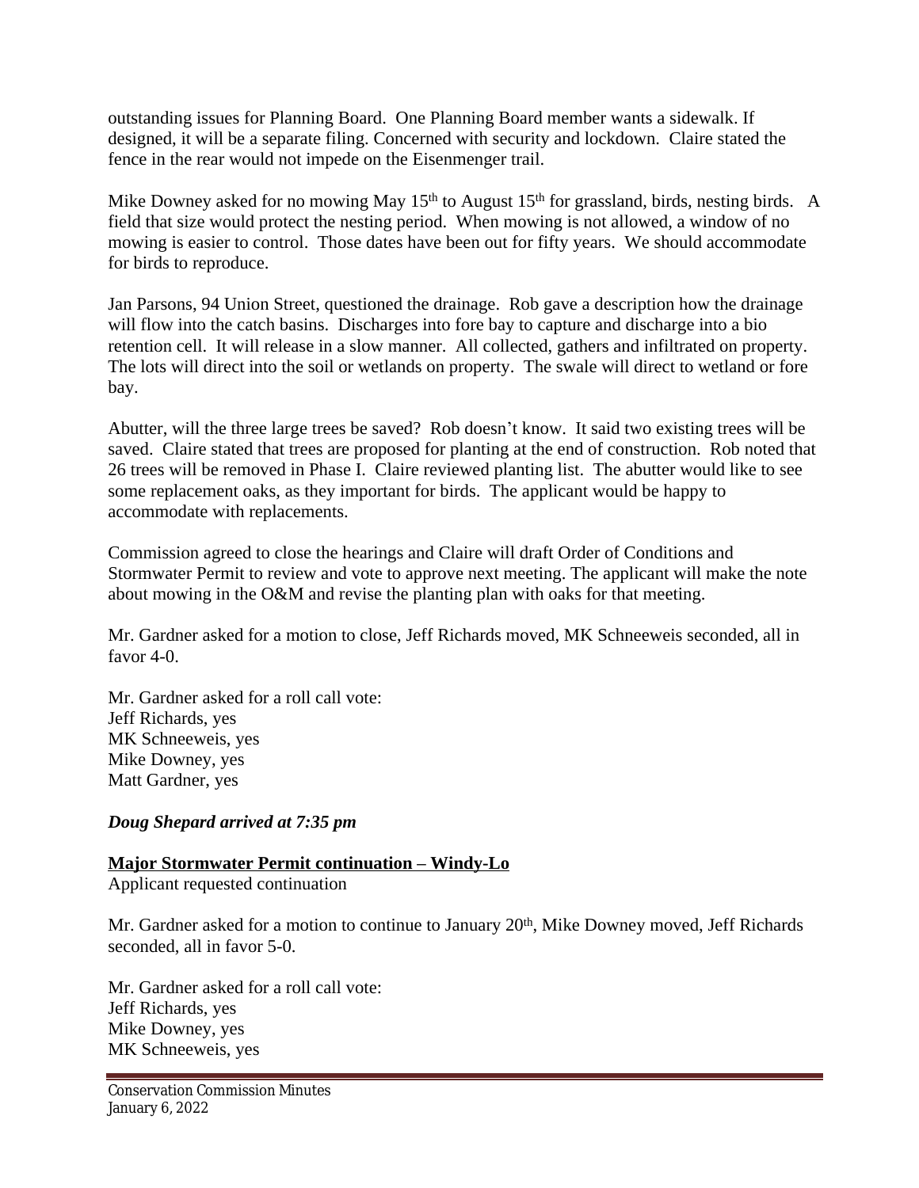outstanding issues for Planning Board. One Planning Board member wants a sidewalk. If designed, it will be a separate filing. Concerned with security and lockdown. Claire stated the fence in the rear would not impede on the Eisenmenger trail.

Mike Downey asked for no mowing May 15th to August 15th for grassland, birds, nesting birds. A field that size would protect the nesting period. When mowing is not allowed, a window of no mowing is easier to control. Those dates have been out for fifty years. We should accommodate for birds to reproduce.

Jan Parsons, 94 Union Street, questioned the drainage. Rob gave a description how the drainage will flow into the catch basins. Discharges into fore bay to capture and discharge into a bio retention cell. It will release in a slow manner. All collected, gathers and infiltrated on property. The lots will direct into the soil or wetlands on property. The swale will direct to wetland or fore bay.

Abutter, will the three large trees be saved? Rob doesn't know. It said two existing trees will be saved. Claire stated that trees are proposed for planting at the end of construction. Rob noted that 26 trees will be removed in Phase I. Claire reviewed planting list. The abutter would like to see some replacement oaks, as they important for birds. The applicant would be happy to accommodate with replacements.

Commission agreed to close the hearings and Claire will draft Order of Conditions and Stormwater Permit to review and vote to approve next meeting. The applicant will make the note about mowing in the O&M and revise the planting plan with oaks for that meeting.

Mr. Gardner asked for a motion to close, Jeff Richards moved, MK Schneeweis seconded, all in favor 4-0.

Mr. Gardner asked for a roll call vote:
Jeff Richards, yes
MK Schneeweis, yes
Mike Downey, yes
Matt Gardner, yes

***Doug Shepard arrived at 7:35 pm***

**Major Stormwater Permit continuation – Windy-Lo**
Applicant requested continuation

Mr. Gardner asked for a motion to continue to January 20th, Mike Downey moved, Jeff Richards seconded, all in favor 5-0.

Mr. Gardner asked for a roll call vote:
Jeff Richards, yes
Mike Downey, yes
MK Schneeweis, yes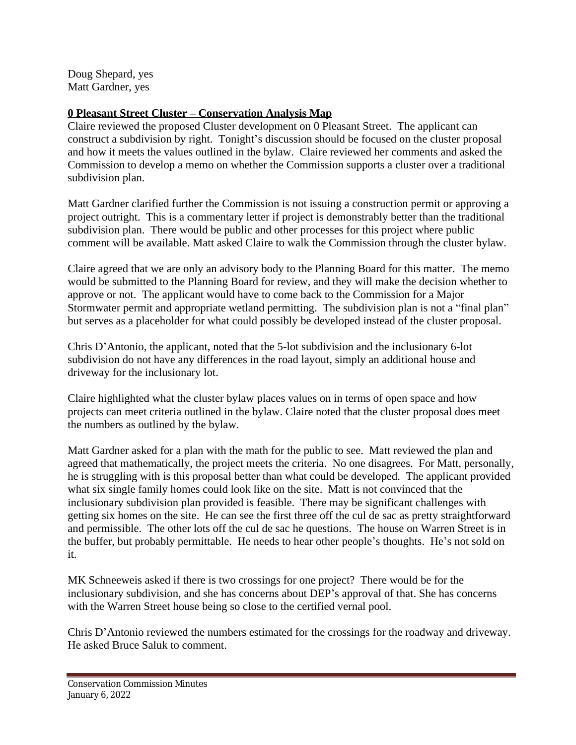Doug Shepard, yes
Matt Gardner, yes

**0 Pleasant Street Cluster – Conservation Analysis Map**

Claire reviewed the proposed Cluster development on 0 Pleasant Street. The applicant can construct a subdivision by right. Tonight's discussion should be focused on the cluster proposal and how it meets the values outlined in the bylaw. Claire reviewed her comments and asked the Commission to develop a memo on whether the Commission supports a cluster over a traditional subdivision plan.

Matt Gardner clarified further the Commission is not issuing a construction permit or approving a project outright. This is a commentary letter if project is demonstrably better than the traditional subdivision plan. There would be public and other processes for this project where public comment will be available. Matt asked Claire to walk the Commission through the cluster bylaw.

Claire agreed that we are only an advisory body to the Planning Board for this matter. The memo would be submitted to the Planning Board for review, and they will make the decision whether to approve or not. The applicant would have to come back to the Commission for a Major Stormwater permit and appropriate wetland permitting. The subdivision plan is not a "final plan" but serves as a placeholder for what could possibly be developed instead of the cluster proposal.

Chris D'Antonio, the applicant, noted that the 5-lot subdivision and the inclusionary 6-lot subdivision do not have any differences in the road layout, simply an additional house and driveway for the inclusionary lot.

Claire highlighted what the cluster bylaw places values on in terms of open space and how projects can meet criteria outlined in the bylaw. Claire noted that the cluster proposal does meet the numbers as outlined by the bylaw.

Matt Gardner asked for a plan with the math for the public to see. Matt reviewed the plan and agreed that mathematically, the project meets the criteria. No one disagrees. For Matt, personally, he is struggling with is this proposal better than what could be developed. The applicant provided what six single family homes could look like on the site. Matt is not convinced that the inclusionary subdivision plan provided is feasible. There may be significant challenges with getting six homes on the site. He can see the first three off the cul de sac as pretty straightforward and permissible. The other lots off the cul de sac he questions. The house on Warren Street is in the buffer, but probably permittable. He needs to hear other people's thoughts. He's not sold on it.

MK Schneeweis asked if there is two crossings for one project? There would be for the inclusionary subdivision, and she has concerns about DEP's approval of that. She has concerns with the Warren Street house being so close to the certified vernal pool.

Chris D'Antonio reviewed the numbers estimated for the crossings for the roadway and driveway. He asked Bruce Saluk to comment.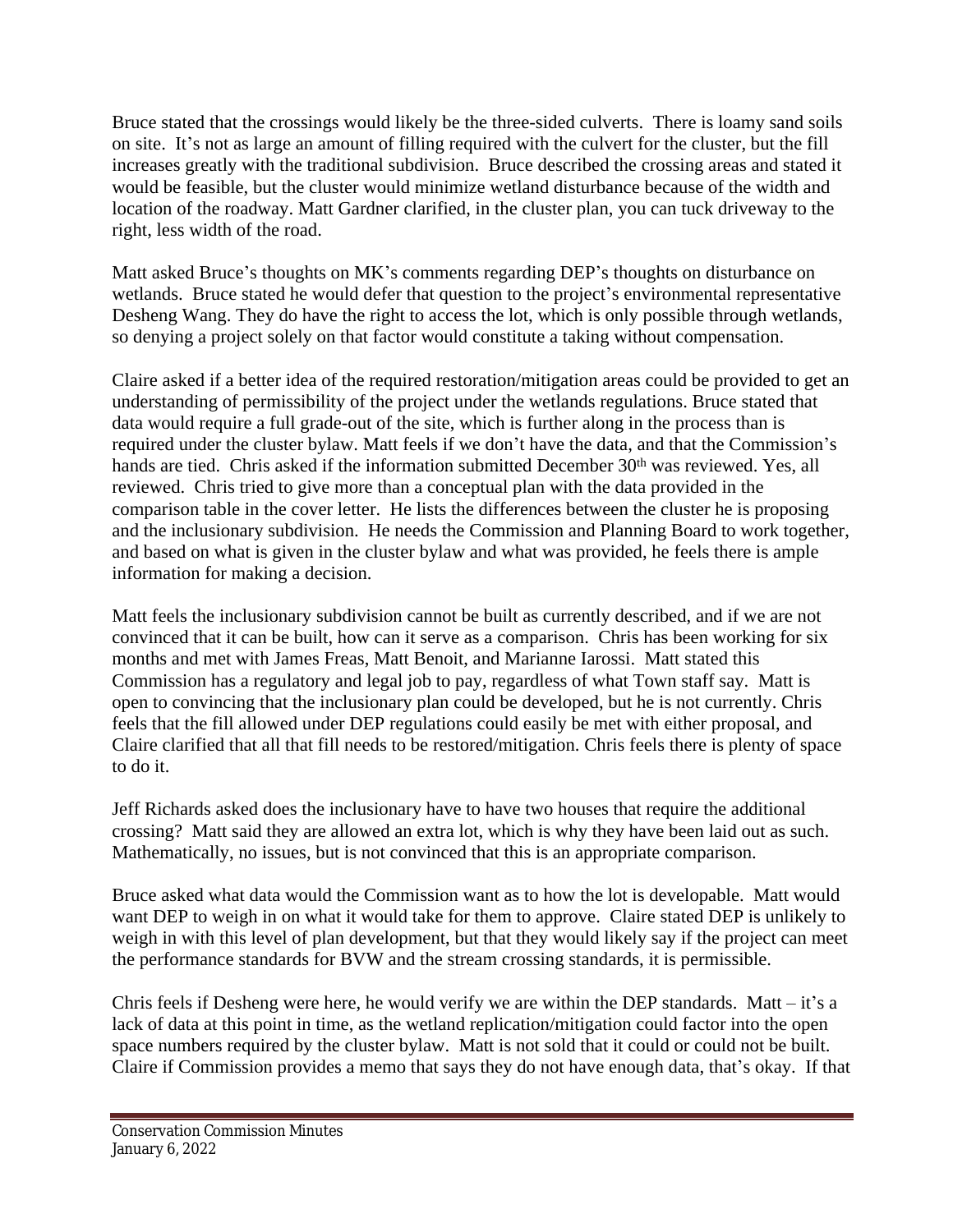Bruce stated that the crossings would likely be the three-sided culverts. There is loamy sand soils on site. It's not as large an amount of filling required with the culvert for the cluster, but the fill increases greatly with the traditional subdivision. Bruce described the crossing areas and stated it would be feasible, but the cluster would minimize wetland disturbance because of the width and location of the roadway. Matt Gardner clarified, in the cluster plan, you can tuck driveway to the right, less width of the road.

Matt asked Bruce's thoughts on MK's comments regarding DEP's thoughts on disturbance on wetlands. Bruce stated he would defer that question to the project's environmental representative Desheng Wang. They do have the right to access the lot, which is only possible through wetlands, so denying a project solely on that factor would constitute a taking without compensation.

Claire asked if a better idea of the required restoration/mitigation areas could be provided to get an understanding of permissibility of the project under the wetlands regulations. Bruce stated that data would require a full grade-out of the site, which is further along in the process than is required under the cluster bylaw. Matt feels if we don't have the data, and that the Commission's hands are tied. Chris asked if the information submitted December 30th was reviewed. Yes, all reviewed. Chris tried to give more than a conceptual plan with the data provided in the comparison table in the cover letter. He lists the differences between the cluster he is proposing and the inclusionary subdivision. He needs the Commission and Planning Board to work together, and based on what is given in the cluster bylaw and what was provided, he feels there is ample information for making a decision.

Matt feels the inclusionary subdivision cannot be built as currently described, and if we are not convinced that it can be built, how can it serve as a comparison. Chris has been working for six months and met with James Freas, Matt Benoit, and Marianne Iarossi. Matt stated this Commission has a regulatory and legal job to pay, regardless of what Town staff say. Matt is open to convincing that the inclusionary plan could be developed, but he is not currently. Chris feels that the fill allowed under DEP regulations could easily be met with either proposal, and Claire clarified that all that fill needs to be restored/mitigation. Chris feels there is plenty of space to do it.

Jeff Richards asked does the inclusionary have to have two houses that require the additional crossing? Matt said they are allowed an extra lot, which is why they have been laid out as such. Mathematically, no issues, but is not convinced that this is an appropriate comparison.

Bruce asked what data would the Commission want as to how the lot is developable. Matt would want DEP to weigh in on what it would take for them to approve. Claire stated DEP is unlikely to weigh in with this level of plan development, but that they would likely say if the project can meet the performance standards for BVW and the stream crossing standards, it is permissible.

Chris feels if Desheng were here, he would verify we are within the DEP standards. Matt – it's a lack of data at this point in time, as the wetland replication/mitigation could factor into the open space numbers required by the cluster bylaw. Matt is not sold that it could or could not be built. Claire if Commission provides a memo that says they do not have enough data, that's okay. If that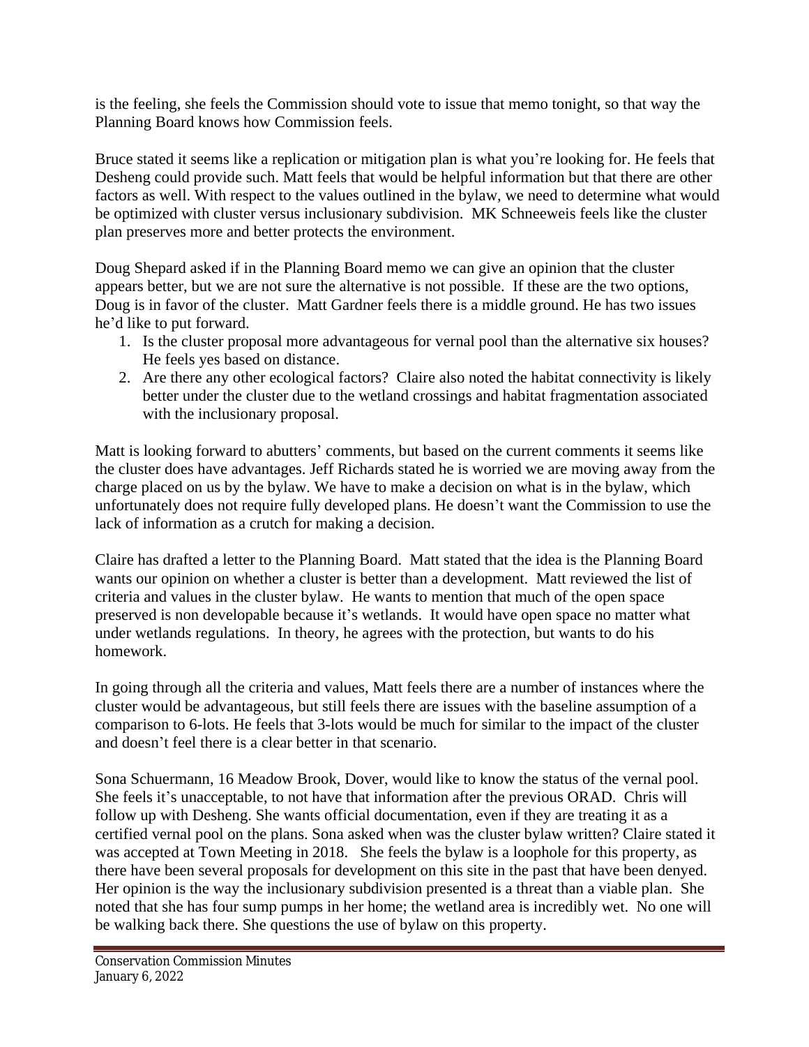is the feeling, she feels the Commission should vote to issue that memo tonight, so that way the Planning Board knows how Commission feels.

Bruce stated it seems like a replication or mitigation plan is what you're looking for. He feels that Desheng could provide such. Matt feels that would be helpful information but that there are other factors as well. With respect to the values outlined in the bylaw, we need to determine what would be optimized with cluster versus inclusionary subdivision. MK Schneeweis feels like the cluster plan preserves more and better protects the environment.

Doug Shepard asked if in the Planning Board memo we can give an opinion that the cluster appears better, but we are not sure the alternative is not possible. If these are the two options, Doug is in favor of the cluster. Matt Gardner feels there is a middle ground. He has two issues he'd like to put forward.

1. Is the cluster proposal more advantageous for vernal pool than the alternative six houses? He feels yes based on distance.
2. Are there any other ecological factors? Claire also noted the habitat connectivity is likely better under the cluster due to the wetland crossings and habitat fragmentation associated with the inclusionary proposal.

Matt is looking forward to abutters' comments, but based on the current comments it seems like the cluster does have advantages. Jeff Richards stated he is worried we are moving away from the charge placed on us by the bylaw. We have to make a decision on what is in the bylaw, which unfortunately does not require fully developed plans. He doesn't want the Commission to use the lack of information as a crutch for making a decision.

Claire has drafted a letter to the Planning Board. Matt stated that the idea is the Planning Board wants our opinion on whether a cluster is better than a development. Matt reviewed the list of criteria and values in the cluster bylaw. He wants to mention that much of the open space preserved is non developable because it's wetlands. It would have open space no matter what under wetlands regulations. In theory, he agrees with the protection, but wants to do his homework.

In going through all the criteria and values, Matt feels there are a number of instances where the cluster would be advantageous, but still feels there are issues with the baseline assumption of a comparison to 6-lots. He feels that 3-lots would be much for similar to the impact of the cluster and doesn't feel there is a clear better in that scenario.

Sona Schuermann, 16 Meadow Brook, Dover, would like to know the status of the vernal pool. She feels it's unacceptable, to not have that information after the previous ORAD. Chris will follow up with Desheng. She wants official documentation, even if they are treating it as a certified vernal pool on the plans. Sona asked when was the cluster bylaw written? Claire stated it was accepted at Town Meeting in 2018. She feels the bylaw is a loophole for this property, as there have been several proposals for development on this site in the past that have been denyed. Her opinion is the way the inclusionary subdivision presented is a threat than a viable plan. She noted that she has four sump pumps in her home; the wetland area is incredibly wet. No one will be walking back there. She questions the use of bylaw on this property.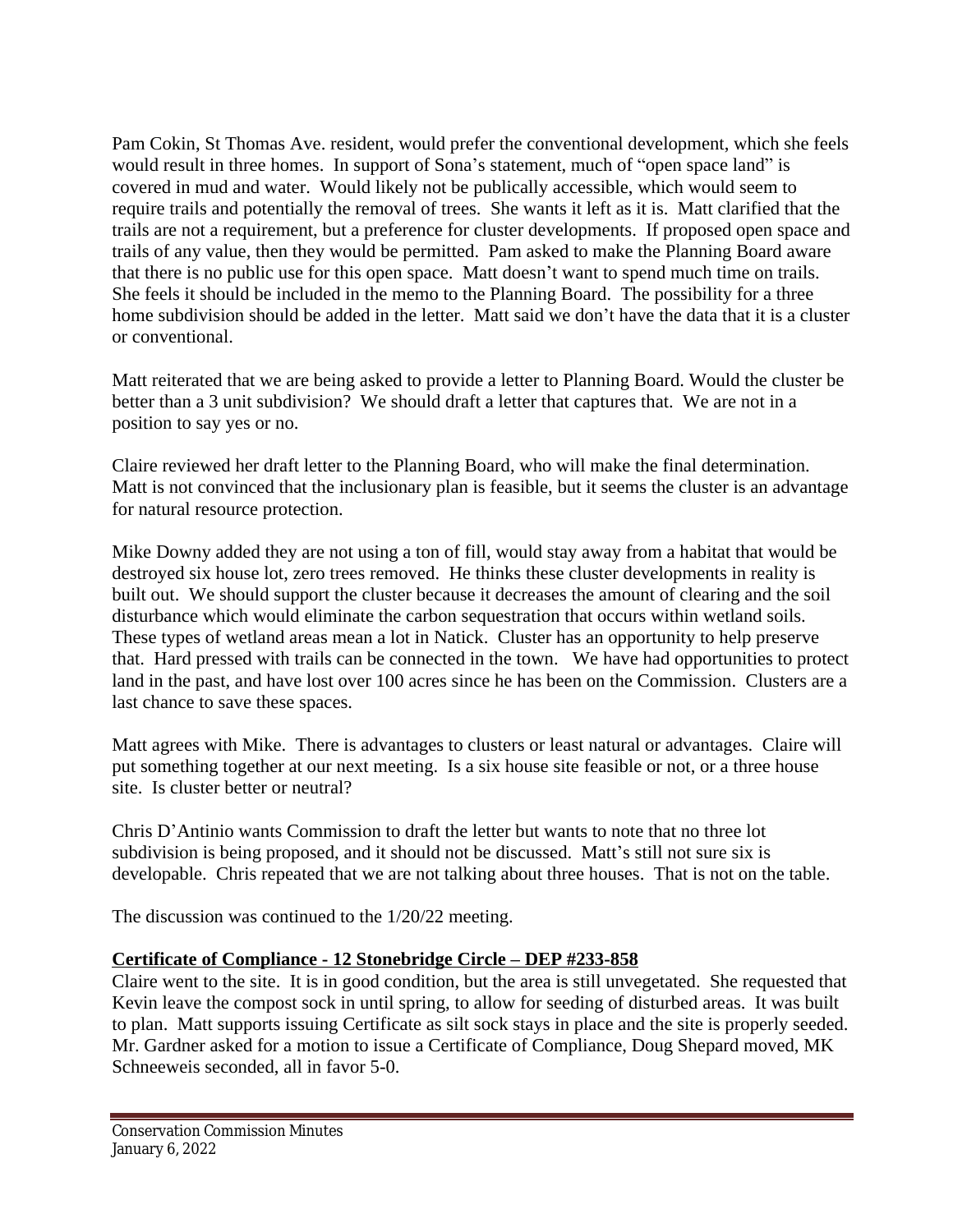Pam Cokin, St Thomas Ave. resident, would prefer the conventional development, which she feels would result in three homes. In support of Sona's statement, much of "open space land" is covered in mud and water. Would likely not be publically accessible, which would seem to require trails and potentially the removal of trees. She wants it left as it is. Matt clarified that the trails are not a requirement, but a preference for cluster developments. If proposed open space and trails of any value, then they would be permitted. Pam asked to make the Planning Board aware that there is no public use for this open space. Matt doesn't want to spend much time on trails. She feels it should be included in the memo to the Planning Board. The possibility for a three home subdivision should be added in the letter. Matt said we don't have the data that it is a cluster or conventional.

Matt reiterated that we are being asked to provide a letter to Planning Board. Would the cluster be better than a 3 unit subdivision? We should draft a letter that captures that. We are not in a position to say yes or no.

Claire reviewed her draft letter to the Planning Board, who will make the final determination. Matt is not convinced that the inclusionary plan is feasible, but it seems the cluster is an advantage for natural resource protection.

Mike Downy added they are not using a ton of fill, would stay away from a habitat that would be destroyed six house lot, zero trees removed. He thinks these cluster developments in reality is built out. We should support the cluster because it decreases the amount of clearing and the soil disturbance which would eliminate the carbon sequestration that occurs within wetland soils. These types of wetland areas mean a lot in Natick. Cluster has an opportunity to help preserve that. Hard pressed with trails can be connected in the town. We have had opportunities to protect land in the past, and have lost over 100 acres since he has been on the Commission. Clusters are a last chance to save these spaces.

Matt agrees with Mike. There is advantages to clusters or least natural or advantages. Claire will put something together at our next meeting. Is a six house site feasible or not, or a three house site. Is cluster better or neutral?

Chris D'Antinio wants Commission to draft the letter but wants to note that no three lot subdivision is being proposed, and it should not be discussed. Matt's still not sure six is developable. Chris repeated that we are not talking about three houses. That is not on the table.

The discussion was continued to the 1/20/22 meeting.

**Certificate of Compliance - 12 Stonebridge Circle – DEP #233-858**

Claire went to the site. It is in good condition, but the area is still unvegetated. She requested that Kevin leave the compost sock in until spring, to allow for seeding of disturbed areas. It was built to plan. Matt supports issuing Certificate as silt sock stays in place and the site is properly seeded. Mr. Gardner asked for a motion to issue a Certificate of Compliance, Doug Shepard moved, MK Schneeweis seconded, all in favor 5-0.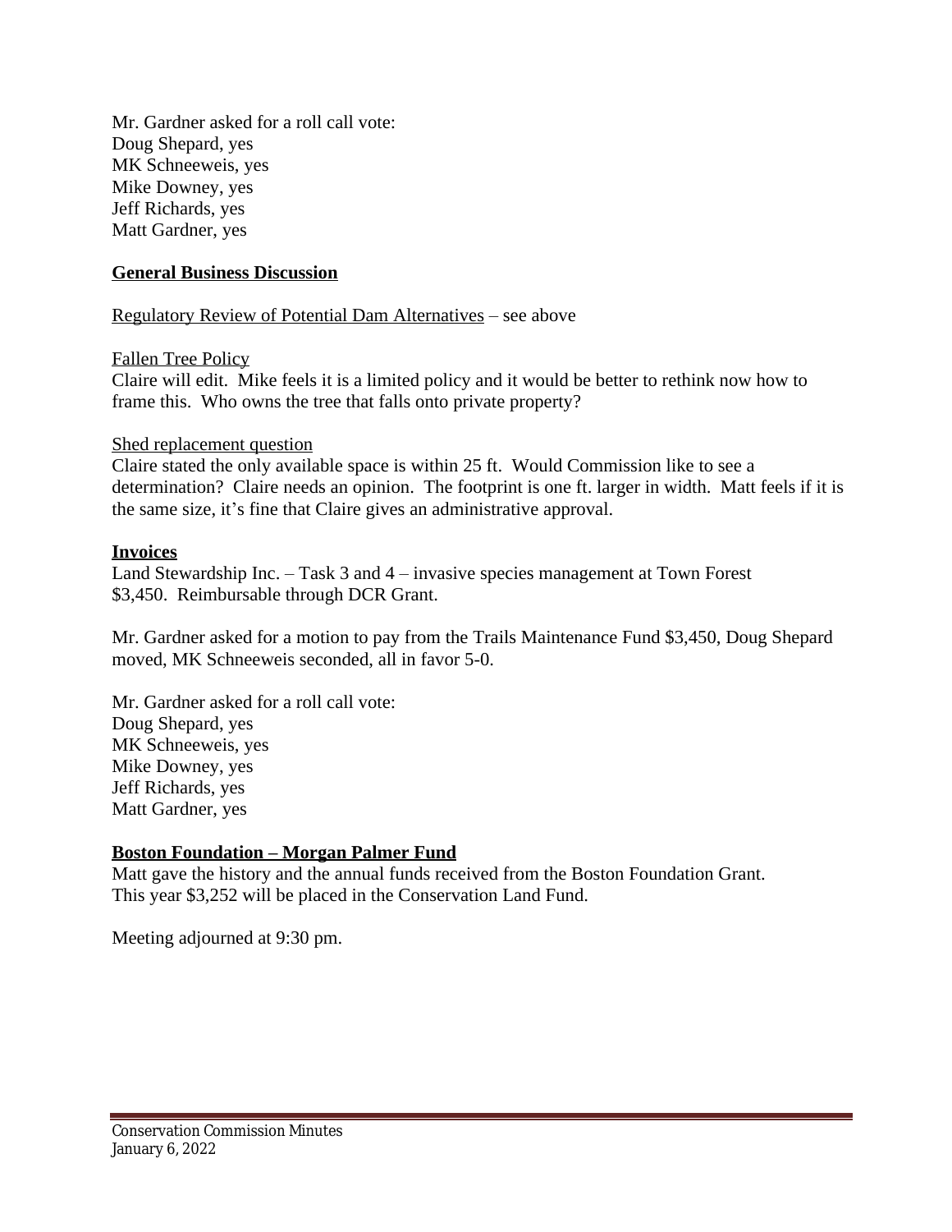Mr. Gardner asked for a roll call vote:
Doug Shepard, yes
MK Schneeweis, yes
Mike Downey, yes
Jeff Richards, yes
Matt Gardner, yes

**General Business Discussion**

Regulatory Review of Potential Dam Alternatives – see above

Fallen Tree Policy
Claire will edit. Mike feels it is a limited policy and it would be better to rethink now how to frame this. Who owns the tree that falls onto private property?

Shed replacement question
Claire stated the only available space is within 25 ft. Would Commission like to see a determination? Claire needs an opinion. The footprint is one ft. larger in width. Matt feels if it is the same size, it's fine that Claire gives an administrative approval.

**Invoices**
Land Stewardship Inc. – Task 3 and 4 – invasive species management at Town Forest $3,450. Reimbursable through DCR Grant.

Mr. Gardner asked for a motion to pay from the Trails Maintenance Fund $3,450, Doug Shepard moved, MK Schneeweis seconded, all in favor 5-0.

Mr. Gardner asked for a roll call vote:
Doug Shepard, yes
MK Schneeweis, yes
Mike Downey, yes
Jeff Richards, yes
Matt Gardner, yes

**Boston Foundation – Morgan Palmer Fund**
Matt gave the history and the annual funds received from the Boston Foundation Grant. This year $3,252 will be placed in the Conservation Land Fund.

Meeting adjourned at 9:30 pm.